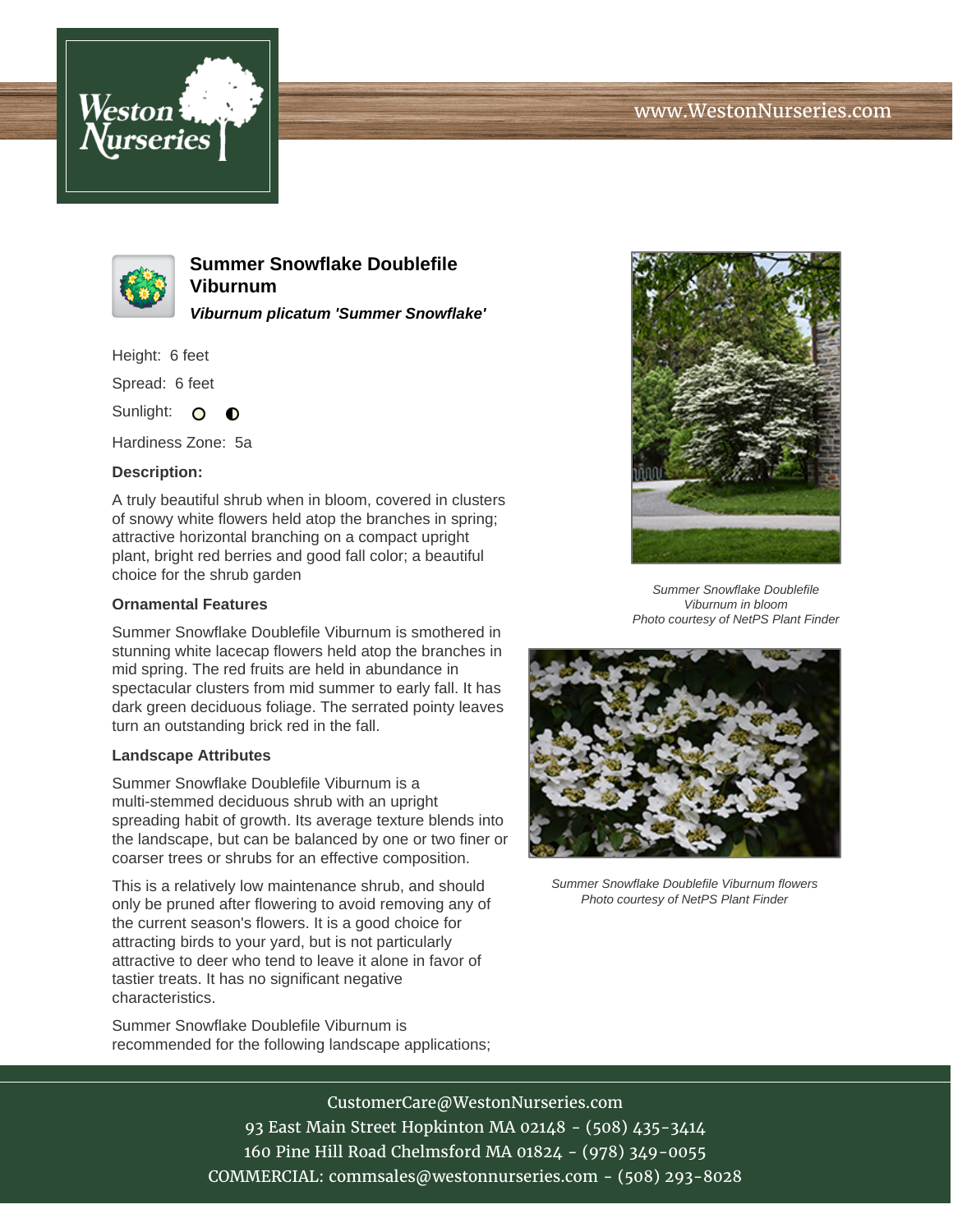# Summer Snowflake Doublefile Viburnum

***Viburnum plicatum 'Summer Snowflake'***

Height: 6 feet

Spread: 6 feet

Sunlight:

Hardiness Zone: 5a

### Description:

A truly beautiful shrub when in bloom, covered in clusters of snowy white flowers held atop the branches in spring; attractive horizontal branching on a compact upright plant, bright red berries and good fall color; a beautiful choice for the shrub garden

### Ornamental Features

Summer Snowflake Doublefile Viburnum is smothered in stunning white lacecap flowers held atop the branches in mid spring. The red fruits are held in abundance in spectacular clusters from mid summer to early fall. It has dark green deciduous foliage. The serrated pointy leaves turn an outstanding brick red in the fall.

### Landscape Attributes

Summer Snowflake Doublefile Viburnum is a multi-stemmed deciduous shrub with an upright spreading habit of growth. Its average texture blends into the landscape, but can be balanced by one or two finer or coarser trees or shrubs for an effective composition.

This is a relatively low maintenance shrub, and should only be pruned after flowering to avoid removing any of the current season's flowers. It is a good choice for attracting birds to your yard, but is not particularly attractive to deer who tend to leave it alone in favor of tastier treats. It has no significant negative characteristics.

Summer Snowflake Doublefile Viburnum is recommended for the following landscape applications;

*Summer Snowflake Doublefile Viburnum in bloom*
*Photo courtesy of NetPS Plant Finder*

*Summer Snowflake Doublefile Viburnum flowers*
*Photo courtesy of NetPS Plant Finder*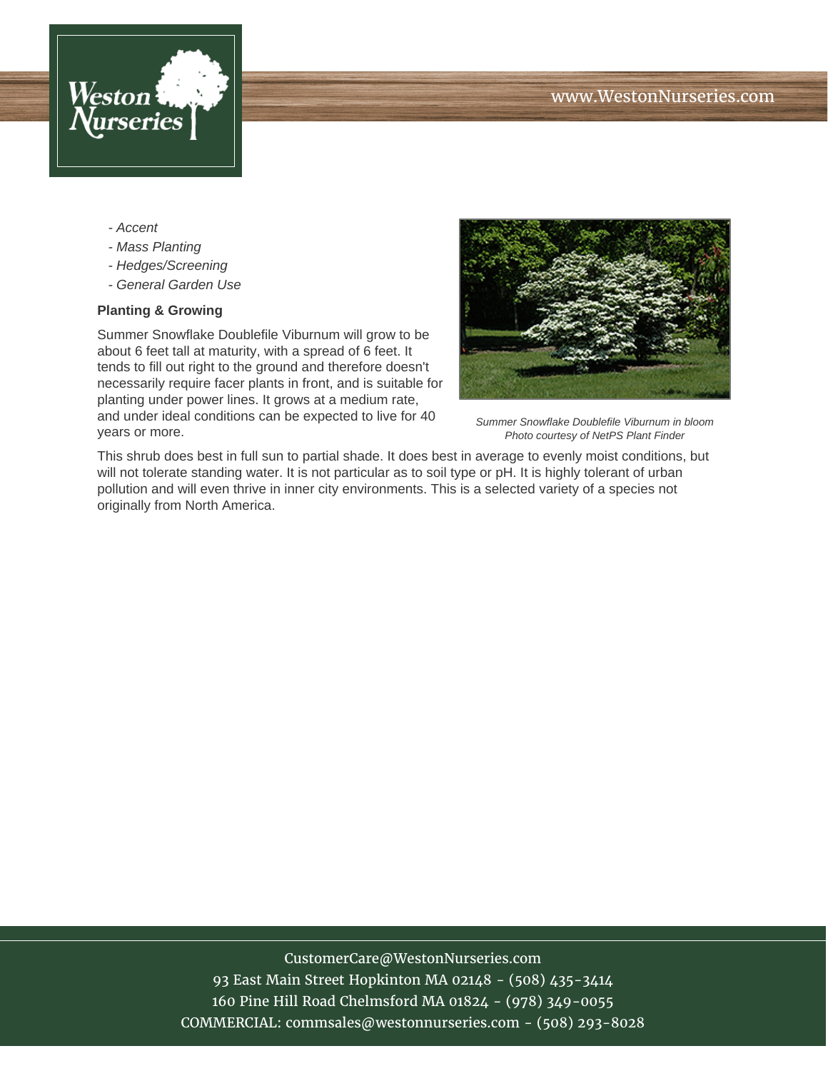- *Accent*
- *Mass Planting*
- *Hedges/Screening*
- *General Garden Use*

**Planting & Growing**

Summer Snowflake Doublefile Viburnum will grow to be about 6 feet tall at maturity, with a spread of 6 feet. It tends to fill out right to the ground and therefore doesn't necessarily require facer plants in front, and is suitable for planting under power lines. It grows at a medium rate, and under ideal conditions can be expected to live for 40 years or more.

*Summer Snowflake Doublefile Viburnum in bloom*
*Photo courtesy of NetPS Plant Finder*

This shrub does best in full sun to partial shade. It does best in average to evenly moist conditions, but will not tolerate standing water. It is not particular as to soil type or pH. It is highly tolerant of urban pollution and will even thrive in inner city environments. This is a selected variety of a species not originally from North America.